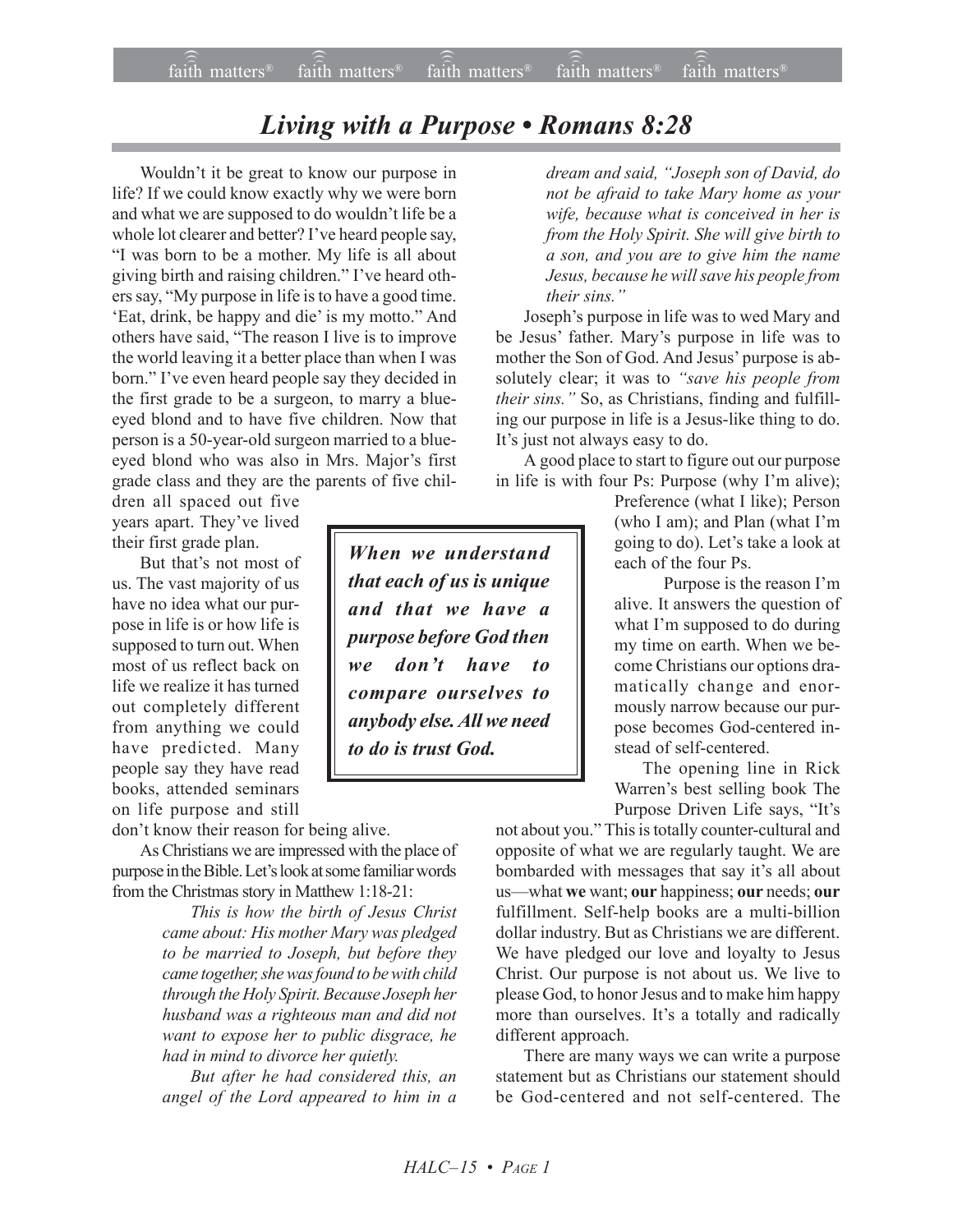# *Living with a Purpose • Romans 8:28*

Wouldn't it be great to know our purpose in life? If we could know exactly why we were born and what we are supposed to do wouldn't life be a whole lot clearer and better? I've heard people say, "I was born to be a mother. My life is all about giving birth and raising children." I've heard others say, "My purpose in life is to have a good time. 'Eat, drink, be happy and die' is my motto." And others have said, "The reason I live is to improve the world leaving it a better place than when I was born." I've even heard people say they decided in the first grade to be a surgeon, to marry a blue-eyed blond and to have five children. Now that person is a 50-year-old surgeon married to a blue-eyed blond who was also in Mrs. Major's first grade class and they are the parents of five children all spaced out five years apart. They've lived their first grade plan.

But that's not most of us. The vast majority of us have no idea what our purpose in life is or how life is supposed to turn out. When most of us reflect back on life we realize it has turned out completely different from anything we could have predicted. Many people say they have read books, attended seminars on life purpose and still don't know their reason for being alive.

> ***When we understand that each of us is unique and that we have a purpose before God then we don't have to compare ourselves to anybody else. All we need to do is trust God.***

As Christians we are impressed with the place of purpose in the Bible. Let's look at some familiar words from the Christmas story in Matthew 1:18-21:

> *This is how the birth of Jesus Christ came about: His mother Mary was pledged to be married to Joseph, but before they came together, she was found to be with child through the Holy Spirit. Because Joseph her husband was a righteous man and did not want to expose her to public disgrace, he had in mind to divorce her quietly.*
>
> *But after he had considered this, an angel of the Lord appeared to him in a dream and said, "Joseph son of David, do not be afraid to take Mary home as your wife, because what is conceived in her is from the Holy Spirit. She will give birth to a son, and you are to give him the name Jesus, because he will save his people from their sins."*

Joseph's purpose in life was to wed Mary and be Jesus' father. Mary's purpose in life was to mother the Son of God. And Jesus' purpose is absolutely clear; it was to *"save his people from their sins."* So, as Christians, finding and fulfilling our purpose in life is a Jesus-like thing to do. It's just not always easy to do.

A good place to start to figure out our purpose in life is with four Ps: Purpose (why I'm alive); Preference (what I like); Person (who I am); and Plan (what I'm going to do). Let's take a look at each of the four Ps.

Purpose is the reason I'm alive. It answers the question of what I'm supposed to do during my time on earth. When we become Christians our options dramatically change and enormously narrow because our purpose becomes God-centered instead of self-centered.

The opening line in Rick Warren's best selling book The Purpose Driven Life says, "It's not about you." This is totally counter-cultural and opposite of what we are regularly taught. We are bombarded with messages that say it's all about us—what **we** want; **our** happiness; **our** needs; **our** fulfillment. Self-help books are a multi-billion dollar industry. But as Christians we are different. We have pledged our love and loyalty to Jesus Christ. Our purpose is not about us. We live to please God, to honor Jesus and to make him happy more than ourselves. It's a totally and radically different approach.

There are many ways we can write a purpose statement but as Christians our statement should be God-centered and not self-centered. The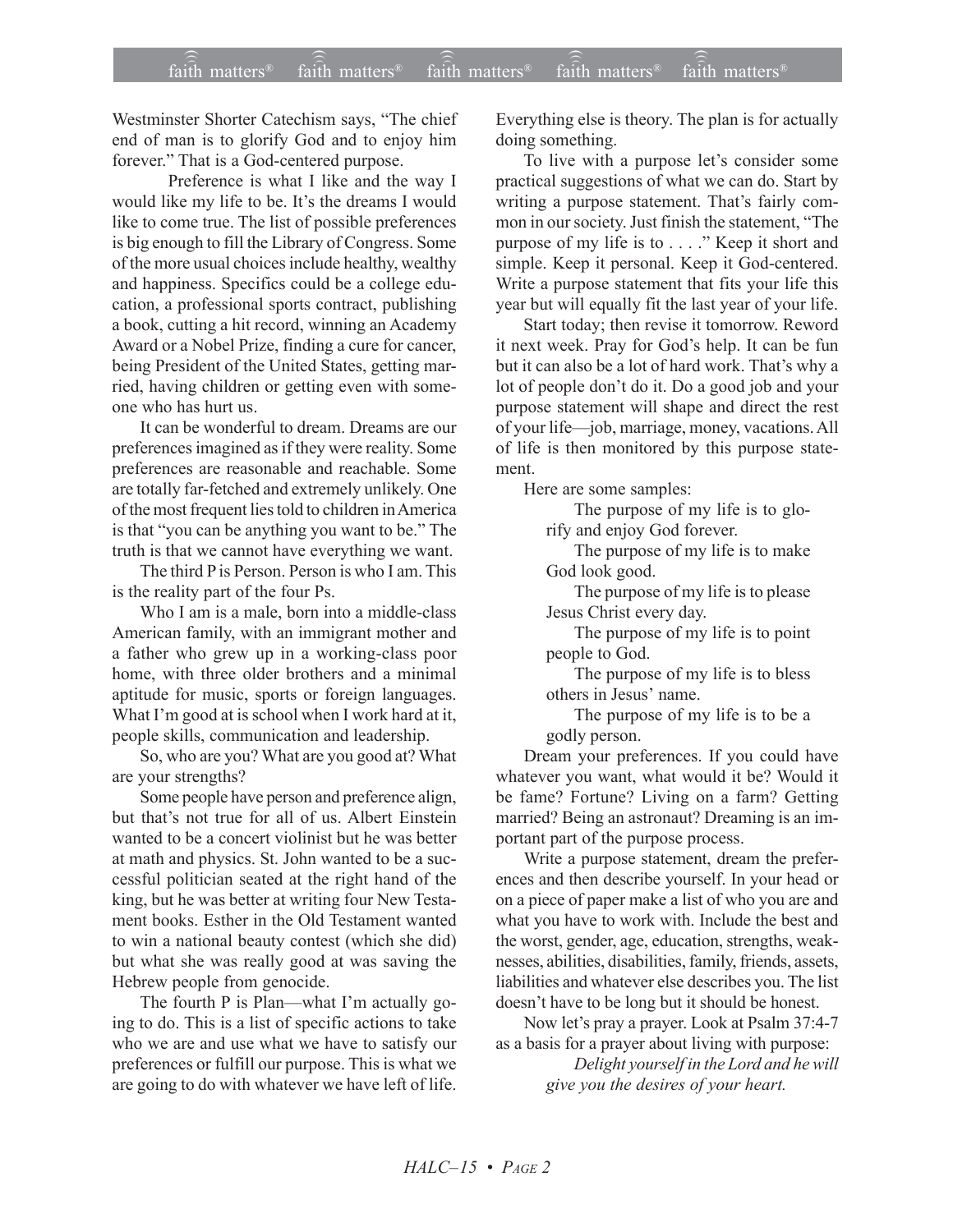Westminster Shorter Catechism says, "The chief end of man is to glorify God and to enjoy him forever." That is a God-centered purpose.

Preference is what I like and the way I would like my life to be. It's the dreams I would like to come true. The list of possible preferences is big enough to fill the Library of Congress. Some of the more usual choices include healthy, wealthy and happiness. Specifics could be a college education, a professional sports contract, publishing a book, cutting a hit record, winning an Academy Award or a Nobel Prize, finding a cure for cancer, being President of the United States, getting married, having children or getting even with someone who has hurt us.

It can be wonderful to dream. Dreams are our preferences imagined as if they were reality. Some preferences are reasonable and reachable. Some are totally far-fetched and extremely unlikely. One of the most frequent lies told to children in America is that "you can be anything you want to be." The truth is that we cannot have everything we want.

The third P is Person. Person is who I am. This is the reality part of the four Ps.

Who I am is a male, born into a middle-class American family, with an immigrant mother and a father who grew up in a working-class poor home, with three older brothers and a minimal aptitude for music, sports or foreign languages. What I'm good at is school when I work hard at it, people skills, communication and leadership.

So, who are you? What are you good at? What are your strengths?

Some people have person and preference align, but that's not true for all of us. Albert Einstein wanted to be a concert violinist but he was better at math and physics. St. John wanted to be a successful politician seated at the right hand of the king, but he was better at writing four New Testament books. Esther in the Old Testament wanted to win a national beauty contest (which she did) but what she was really good at was saving the Hebrew people from genocide.

The fourth P is Plan—what I'm actually going to do. This is a list of specific actions to take who we are and use what we have to satisfy our preferences or fulfill our purpose. This is what we are going to do with whatever we have left of life. Everything else is theory. The plan is for actually doing something.

To live with a purpose let's consider some practical suggestions of what we can do. Start by writing a purpose statement. That's fairly common in our society. Just finish the statement, "The purpose of my life is to . . . ." Keep it short and simple. Keep it personal. Keep it God-centered. Write a purpose statement that fits your life this year but will equally fit the last year of your life.

Start today; then revise it tomorrow. Reword it next week. Pray for God's help. It can be fun but it can also be a lot of hard work. That's why a lot of people don't do it. Do a good job and your purpose statement will shape and direct the rest of your life—job, marriage, money, vacations. All of life is then monitored by this purpose statement.

Here are some samples:

> The purpose of my life is to glorify and enjoy God forever.
>
> The purpose of my life is to make God look good.
>
> The purpose of my life is to please Jesus Christ every day.
>
> The purpose of my life is to point people to God.
>
> The purpose of my life is to bless others in Jesus' name.
>
> The purpose of my life is to be a godly person.

Dream your preferences. If you could have whatever you want, what would it be? Would it be fame? Fortune? Living on a farm? Getting married? Being an astronaut? Dreaming is an important part of the purpose process.

Write a purpose statement, dream the preferences and then describe yourself. In your head or on a piece of paper make a list of who you are and what you have to work with. Include the best and the worst, gender, age, education, strengths, weaknesses, abilities, disabilities, family, friends, assets, liabilities and whatever else describes you. The list doesn't have to be long but it should be honest.

Now let's pray a prayer. Look at Psalm 37:4-7 as a basis for a prayer about living with purpose:

> *Delight yourself in the Lord and he will give you the desires of your heart.*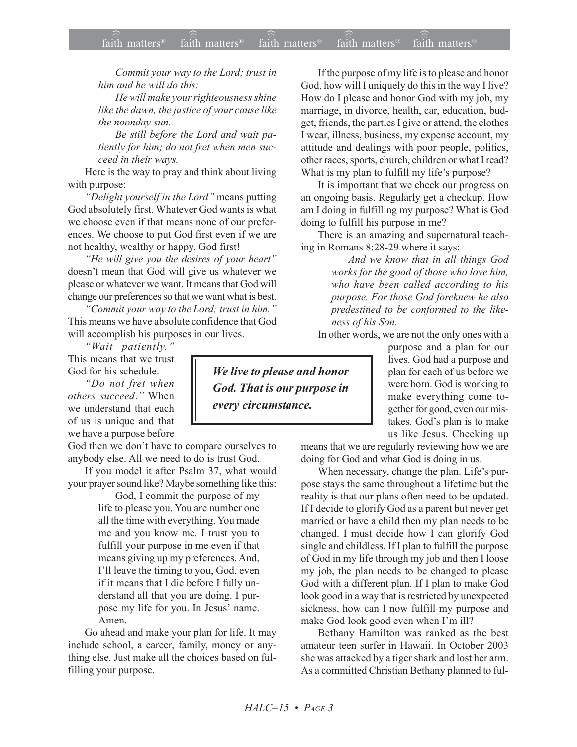*Commit your way to the Lord; trust in him and he will do this:*

*He will make your righteousness shine like the dawn, the justice of your cause like the noonday sun.*

*Be still before the Lord and wait patiently for him; do not fret when men succeed in their ways.*

Here is the way to pray and think about living with purpose:

*"Delight yourself in the Lord"* means putting God absolutely first. Whatever God wants is what we choose even if that means none of our preferences. We choose to put God first even if we are not healthy, wealthy or happy. God first!

*"He will give you the desires of your heart"* doesn't mean that God will give us whatever we please or whatever we want. It means that God will change our preferences so that we want what is best.

*"Commit your way to the Lord; trust in him."* This means we have absolute confidence that God will accomplish his purposes in our lives.

*"Wait patiently."* This means that we trust God for his schedule.

*"Do not fret when others succeed."* When we understand that each of us is unique and that we have a purpose before God then we don't have to compare ourselves to anybody else. All we need to do is trust God.

> ***We live to please and honor God. That is our purpose in every circumstance.***

If you model it after Psalm 37, what would your prayer sound like? Maybe something like this:

> God, I commit the purpose of my life to please you. You are number one all the time with everything. You made me and you know me. I trust you to fulfill your purpose in me even if that means giving up my preferences. And, I'll leave the timing to you, God, even if it means that I die before I fully understand all that you are doing. I purpose my life for you. In Jesus' name. Amen.

Go ahead and make your plan for life. It may include school, a career, family, money or anything else. Just make all the choices based on fulfilling your purpose.

If the purpose of my life is to please and honor God, how will I uniquely do this in the way I live? How do I please and honor God with my job, my marriage, in divorce, health, car, education, budget, friends, the parties I give or attend, the clothes I wear, illness, business, my expense account, my attitude and dealings with poor people, politics, other races, sports, church, children or what I read? What is my plan to fulfill my life's purpose?

It is important that we check our progress on an ongoing basis. Regularly get a checkup. How am I doing in fulfilling my purpose? What is God doing to fulfill his purpose in me?

There is an amazing and supernatural teaching in Romans 8:28-29 where it says:

> *And we know that in all things God works for the good of those who love him, who have been called according to his purpose. For those God foreknew he also predestined to be conformed to the likeness of his Son.*

In other words, we are not the only ones with a purpose and a plan for our lives. God had a purpose and plan for each of us before we were born. God is working to make everything come together for good, even our mistakes. God's plan is to make us like Jesus. Checking up means that we are regularly reviewing how we are doing for God and what God is doing in us.

When necessary, change the plan. Life's purpose stays the same throughout a lifetime but the reality is that our plans often need to be updated. If I decide to glorify God as a parent but never get married or have a child then my plan needs to be changed. I must decide how I can glorify God single and childless. If I plan to fulfill the purpose of God in my life through my job and then I loose my job, the plan needs to be changed to please God with a different plan. If I plan to make God look good in a way that is restricted by unexpected sickness, how can I now fulfill my purpose and make God look good even when I'm ill?

Bethany Hamilton was ranked as the best amateur teen surfer in Hawaii. In October 2003 she was attacked by a tiger shark and lost her arm. As a committed Christian Bethany planned to ful-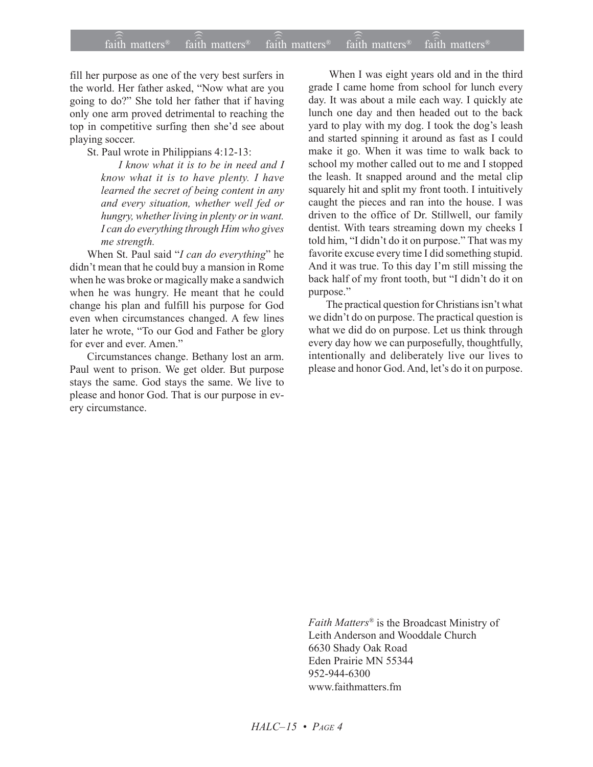fill her purpose as one of the very best surfers in the world. Her father asked, "Now what are you going to do?" She told her father that if having only one arm proved detrimental to reaching the top in competitive surfing then she'd see about playing soccer.

St. Paul wrote in Philippians 4:12-13:

> *I know what it is to be in need and I know what it is to have plenty. I have learned the secret of being content in any and every situation, whether well fed or hungry, whether living in plenty or in want. I can do everything through Him who gives me strength.*

When St. Paul said "*I can do everything*" he didn't mean that he could buy a mansion in Rome when he was broke or magically make a sandwich when he was hungry. He meant that he could change his plan and fulfill his purpose for God even when circumstances changed. A few lines later he wrote, "To our God and Father be glory for ever and ever. Amen."

Circumstances change. Bethany lost an arm. Paul went to prison. We get older. But purpose stays the same. God stays the same. We live to please and honor God. That is our purpose in every circumstance.

When I was eight years old and in the third grade I came home from school for lunch every day. It was about a mile each way. I quickly ate lunch one day and then headed out to the back yard to play with my dog. I took the dog's leash and started spinning it around as fast as I could make it go. When it was time to walk back to school my mother called out to me and I stopped the leash. It snapped around and the metal clip squarely hit and split my front tooth. I intuitively caught the pieces and ran into the house. I was driven to the office of Dr. Stillwell, our family dentist. With tears streaming down my cheeks I told him, "I didn't do it on purpose." That was my favorite excuse every time I did something stupid. And it was true. To this day I'm still missing the back half of my front tooth, but "I didn't do it on purpose."

The practical question for Christians isn't what we didn't do on purpose. The practical question is what we did do on purpose. Let us think through every day how we can purposefully, thoughtfully, intentionally and deliberately live our lives to please and honor God. And, let's do it on purpose.

*Faith Matters*® is the Broadcast Ministry of
Leith Anderson and Wooddale Church
6630 Shady Oak Road
Eden Prairie MN 55344
952-944-6300
www.faithmatters.fm